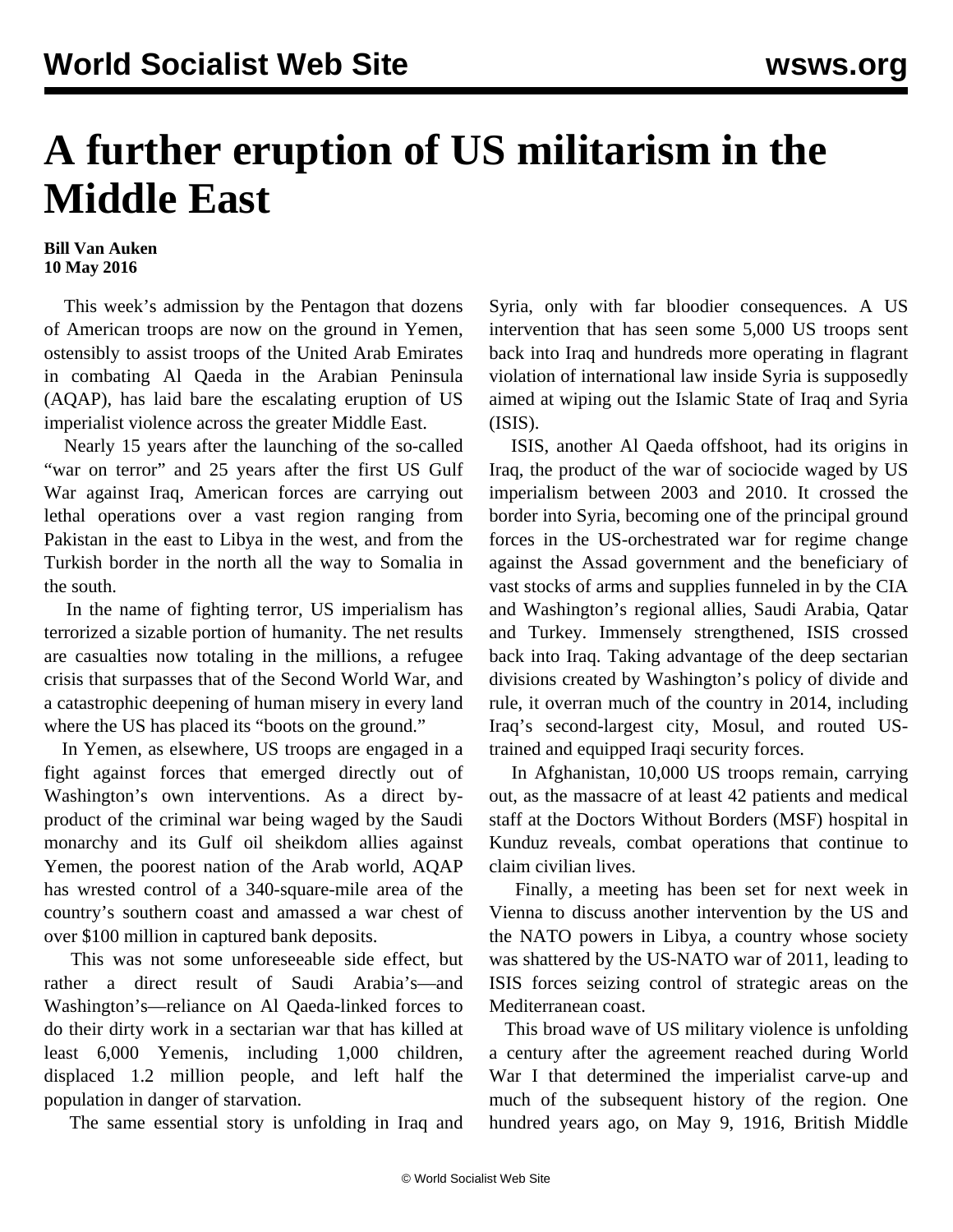# A further eruption of US militarism in the Middle East

**Bill Van Auken**
**10 May 2016**

This week's admission by the Pentagon that dozens of American troops are now on the ground in Yemen, ostensibly to assist troops of the United Arab Emirates in combating Al Qaeda in the Arabian Peninsula (AQAP), has laid bare the escalating eruption of US imperialist violence across the greater Middle East.

Nearly 15 years after the launching of the so-called "war on terror" and 25 years after the first US Gulf War against Iraq, American forces are carrying out lethal operations over a vast region ranging from Pakistan in the east to Libya in the west, and from the Turkish border in the north all the way to Somalia in the south.

In the name of fighting terror, US imperialism has terrorized a sizable portion of humanity. The net results are casualties now totaling in the millions, a refugee crisis that surpasses that of the Second World War, and a catastrophic deepening of human misery in every land where the US has placed its "boots on the ground."

In Yemen, as elsewhere, US troops are engaged in a fight against forces that emerged directly out of Washington's own interventions. As a direct by-product of the criminal war being waged by the Saudi monarchy and its Gulf oil sheikdom allies against Yemen, the poorest nation of the Arab world, AQAP has wrested control of a 340-square-mile area of the country's southern coast and amassed a war chest of over $100 million in captured bank deposits.

This was not some unforeseeable side effect, but rather a direct result of Saudi Arabia's—and Washington's—reliance on Al Qaeda-linked forces to do their dirty work in a sectarian war that has killed at least 6,000 Yemenis, including 1,000 children, displaced 1.2 million people, and left half the population in danger of starvation.

The same essential story is unfolding in Iraq and Syria, only with far bloodier consequences. A US intervention that has seen some 5,000 US troops sent back into Iraq and hundreds more operating in flagrant violation of international law inside Syria is supposedly aimed at wiping out the Islamic State of Iraq and Syria (ISIS).

ISIS, another Al Qaeda offshoot, had its origins in Iraq, the product of the war of sociocide waged by US imperialism between 2003 and 2010. It crossed the border into Syria, becoming one of the principal ground forces in the US-orchestrated war for regime change against the Assad government and the beneficiary of vast stocks of arms and supplies funneled in by the CIA and Washington's regional allies, Saudi Arabia, Qatar and Turkey. Immensely strengthened, ISIS crossed back into Iraq. Taking advantage of the deep sectarian divisions created by Washington's policy of divide and rule, it overran much of the country in 2014, including Iraq's second-largest city, Mosul, and routed US-trained and equipped Iraqi security forces.

In Afghanistan, 10,000 US troops remain, carrying out, as the massacre of at least 42 patients and medical staff at the Doctors Without Borders (MSF) hospital in Kunduz reveals, combat operations that continue to claim civilian lives.

Finally, a meeting has been set for next week in Vienna to discuss another intervention by the US and the NATO powers in Libya, a country whose society was shattered by the US-NATO war of 2011, leading to ISIS forces seizing control of strategic areas on the Mediterranean coast.

This broad wave of US military violence is unfolding a century after the agreement reached during World War I that determined the imperialist carve-up and much of the subsequent history of the region. One hundred years ago, on May 9, 1916, British Middle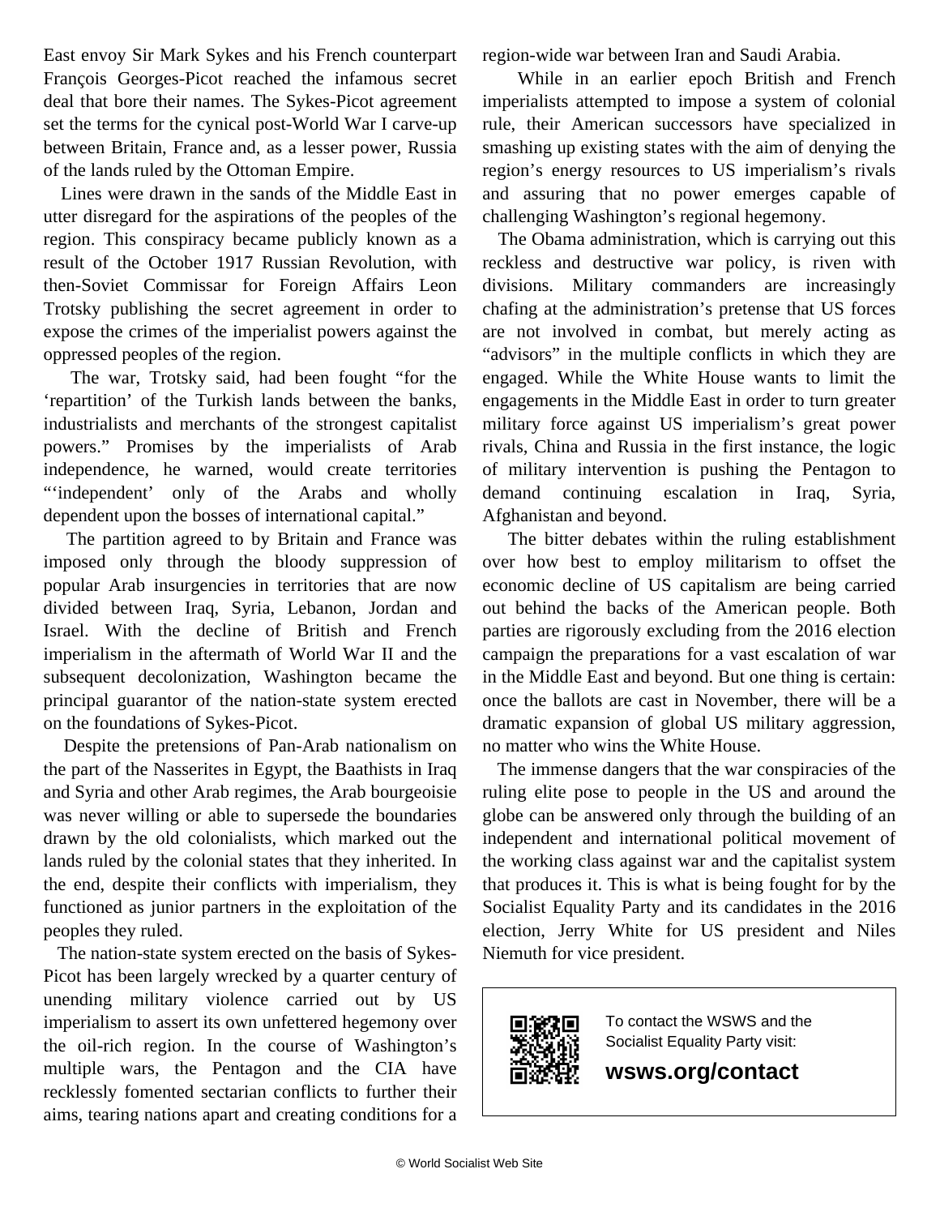East envoy Sir Mark Sykes and his French counterpart François Georges-Picot reached the infamous secret deal that bore their names. The Sykes-Picot agreement set the terms for the cynical post-World War I carve-up between Britain, France and, as a lesser power, Russia of the lands ruled by the Ottoman Empire.

Lines were drawn in the sands of the Middle East in utter disregard for the aspirations of the peoples of the region. This conspiracy became publicly known as a result of the October 1917 Russian Revolution, with then-Soviet Commissar for Foreign Affairs Leon Trotsky publishing the secret agreement in order to expose the crimes of the imperialist powers against the oppressed peoples of the region.

The war, Trotsky said, had been fought "for the 'repartition' of the Turkish lands between the banks, industrialists and merchants of the strongest capitalist powers." Promises by the imperialists of Arab independence, he warned, would create territories "'independent' only of the Arabs and wholly dependent upon the bosses of international capital."

The partition agreed to by Britain and France was imposed only through the bloody suppression of popular Arab insurgencies in territories that are now divided between Iraq, Syria, Lebanon, Jordan and Israel. With the decline of British and French imperialism in the aftermath of World War II and the subsequent decolonization, Washington became the principal guarantor of the nation-state system erected on the foundations of Sykes-Picot.

Despite the pretensions of Pan-Arab nationalism on the part of the Nasserites in Egypt, the Baathists in Iraq and Syria and other Arab regimes, the Arab bourgeoisie was never willing or able to supersede the boundaries drawn by the old colonialists, which marked out the lands ruled by the colonial states that they inherited. In the end, despite their conflicts with imperialism, they functioned as junior partners in the exploitation of the peoples they ruled.

The nation-state system erected on the basis of Sykes-Picot has been largely wrecked by a quarter century of unending military violence carried out by US imperialism to assert its own unfettered hegemony over the oil-rich region. In the course of Washington's multiple wars, the Pentagon and the CIA have recklessly fomented sectarian conflicts to further their aims, tearing nations apart and creating conditions for a region-wide war between Iran and Saudi Arabia.

While in an earlier epoch British and French imperialists attempted to impose a system of colonial rule, their American successors have specialized in smashing up existing states with the aim of denying the region's energy resources to US imperialism's rivals and assuring that no power emerges capable of challenging Washington's regional hegemony.

The Obama administration, which is carrying out this reckless and destructive war policy, is riven with divisions. Military commanders are increasingly chafing at the administration's pretense that US forces are not involved in combat, but merely acting as "advisors" in the multiple conflicts in which they are engaged. While the White House wants to limit the engagements in the Middle East in order to turn greater military force against US imperialism's great power rivals, China and Russia in the first instance, the logic of military intervention is pushing the Pentagon to demand continuing escalation in Iraq, Syria, Afghanistan and beyond.

The bitter debates within the ruling establishment over how best to employ militarism to offset the economic decline of US capitalism are being carried out behind the backs of the American people. Both parties are rigorously excluding from the 2016 election campaign the preparations for a vast escalation of war in the Middle East and beyond. But one thing is certain: once the ballots are cast in November, there will be a dramatic expansion of global US military aggression, no matter who wins the White House.

The immense dangers that the war conspiracies of the ruling elite pose to people in the US and around the globe can be answered only through the building of an independent and international political movement of the working class against war and the capitalist system that produces it. This is what is being fought for by the Socialist Equality Party and its candidates in the 2016 election, Jerry White for US president and Niles Niemuth for vice president.

To contact the WSWS and the Socialist Equality Party visit:

**wsws.org/contact**